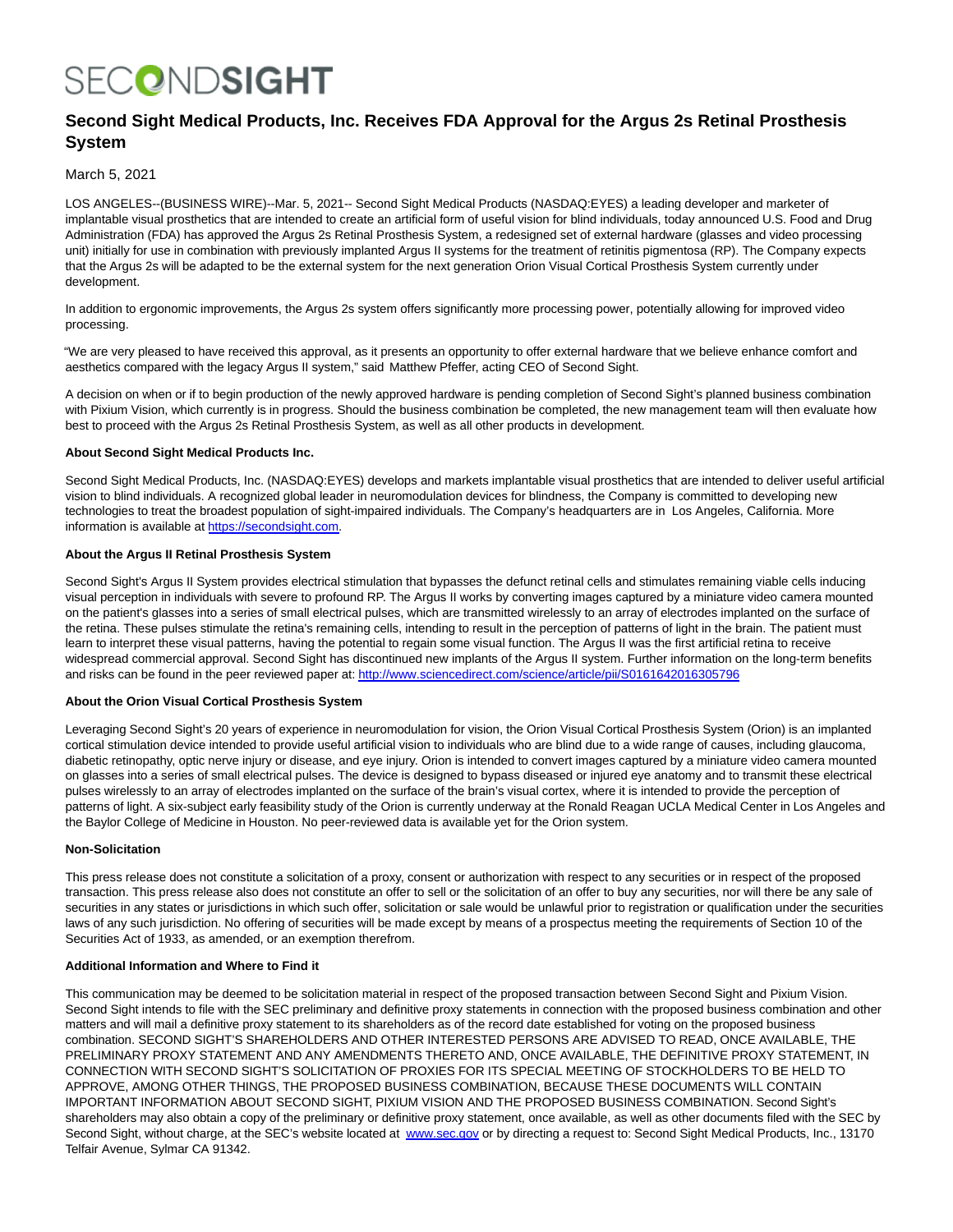# SECONDSIGHT

## Second Sight Medical Products, Inc. Receives FDA Approval for the Argus 2s Retinal Prosthesis System

March 5, 2021

LOS ANGELES--(BUSINESS WIRE)--Mar. 5, 2021-- Second Sight Medical Products (NASDAQ:EYES) a leading developer and marketer of implantable visual prosthetics that are intended to create an artificial form of useful vision for blind individuals, today announced U.S. Food and Drug Administration (FDA) has approved the Argus 2s Retinal Prosthesis System, a redesigned set of external hardware (glasses and video processing unit) initially for use in combination with previously implanted Argus II systems for the treatment of retinitis pigmentosa (RP). The Company expects that the Argus 2s will be adapted to be the external system for the next generation Orion Visual Cortical Prosthesis System currently under development.

In addition to ergonomic improvements, the Argus 2s system offers significantly more processing power, potentially allowing for improved video processing.

"We are very pleased to have received this approval, as it presents an opportunity to offer external hardware that we believe enhance comfort and aesthetics compared with the legacy Argus II system," said Matthew Pfeffer, acting CEO of Second Sight.

A decision on when or if to begin production of the newly approved hardware is pending completion of Second Sight's planned business combination with Pixium Vision, which currently is in progress. Should the business combination be completed, the new management team will then evaluate how best to proceed with the Argus 2s Retinal Prosthesis System, as well as all other products in development.

**About Second Sight Medical Products Inc.**

Second Sight Medical Products, Inc. (NASDAQ:EYES) develops and markets implantable visual prosthetics that are intended to deliver useful artificial vision to blind individuals. A recognized global leader in neuromodulation devices for blindness, the Company is committed to developing new technologies to treat the broadest population of sight-impaired individuals. The Company's headquarters are in Los Angeles, California. More information is available at https://secondsight.com.

**About the Argus II Retinal Prosthesis System**

Second Sight's Argus II System provides electrical stimulation that bypasses the defunct retinal cells and stimulates remaining viable cells inducing visual perception in individuals with severe to profound RP. The Argus II works by converting images captured by a miniature video camera mounted on the patient's glasses into a series of small electrical pulses, which are transmitted wirelessly to an array of electrodes implanted on the surface of the retina. These pulses stimulate the retina's remaining cells, intending to result in the perception of patterns of light in the brain. The patient must learn to interpret these visual patterns, having the potential to regain some visual function. The Argus II was the first artificial retina to receive widespread commercial approval. Second Sight has discontinued new implants of the Argus II system. Further information on the long-term benefits and risks can be found in the peer reviewed paper at: http://www.sciencedirect.com/science/article/pii/S0161642016305796

**About the Orion Visual Cortical Prosthesis System**

Leveraging Second Sight's 20 years of experience in neuromodulation for vision, the Orion Visual Cortical Prosthesis System (Orion) is an implanted cortical stimulation device intended to provide useful artificial vision to individuals who are blind due to a wide range of causes, including glaucoma, diabetic retinopathy, optic nerve injury or disease, and eye injury. Orion is intended to convert images captured by a miniature video camera mounted on glasses into a series of small electrical pulses. The device is designed to bypass diseased or injured eye anatomy and to transmit these electrical pulses wirelessly to an array of electrodes implanted on the surface of the brain's visual cortex, where it is intended to provide the perception of patterns of light. A six-subject early feasibility study of the Orion is currently underway at the Ronald Reagan UCLA Medical Center in Los Angeles and the Baylor College of Medicine in Houston. No peer-reviewed data is available yet for the Orion system.

**Non-Solicitation**

This press release does not constitute a solicitation of a proxy, consent or authorization with respect to any securities or in respect of the proposed transaction. This press release also does not constitute an offer to sell or the solicitation of an offer to buy any securities, nor will there be any sale of securities in any states or jurisdictions in which such offer, solicitation or sale would be unlawful prior to registration or qualification under the securities laws of any such jurisdiction. No offering of securities will be made except by means of a prospectus meeting the requirements of Section 10 of the Securities Act of 1933, as amended, or an exemption therefrom.

**Additional Information and Where to Find it**

This communication may be deemed to be solicitation material in respect of the proposed transaction between Second Sight and Pixium Vision. Second Sight intends to file with the SEC preliminary and definitive proxy statements in connection with the proposed business combination and other matters and will mail a definitive proxy statement to its shareholders as of the record date established for voting on the proposed business combination. SECOND SIGHT'S SHAREHOLDERS AND OTHER INTERESTED PERSONS ARE ADVISED TO READ, ONCE AVAILABLE, THE PRELIMINARY PROXY STATEMENT AND ANY AMENDMENTS THERETO AND, ONCE AVAILABLE, THE DEFINITIVE PROXY STATEMENT, IN CONNECTION WITH SECOND SIGHT'S SOLICITATION OF PROXIES FOR ITS SPECIAL MEETING OF STOCKHOLDERS TO BE HELD TO APPROVE, AMONG OTHER THINGS, THE PROPOSED BUSINESS COMBINATION, BECAUSE THESE DOCUMENTS WILL CONTAIN IMPORTANT INFORMATION ABOUT SECOND SIGHT, PIXIUM VISION AND THE PROPOSED BUSINESS COMBINATION. Second Sight's shareholders may also obtain a copy of the preliminary or definitive proxy statement, once available, as well as other documents filed with the SEC by Second Sight, without charge, at the SEC's website located at www.sec.gov or by directing a request to: Second Sight Medical Products, Inc., 13170 Telfair Avenue, Sylmar CA 91342.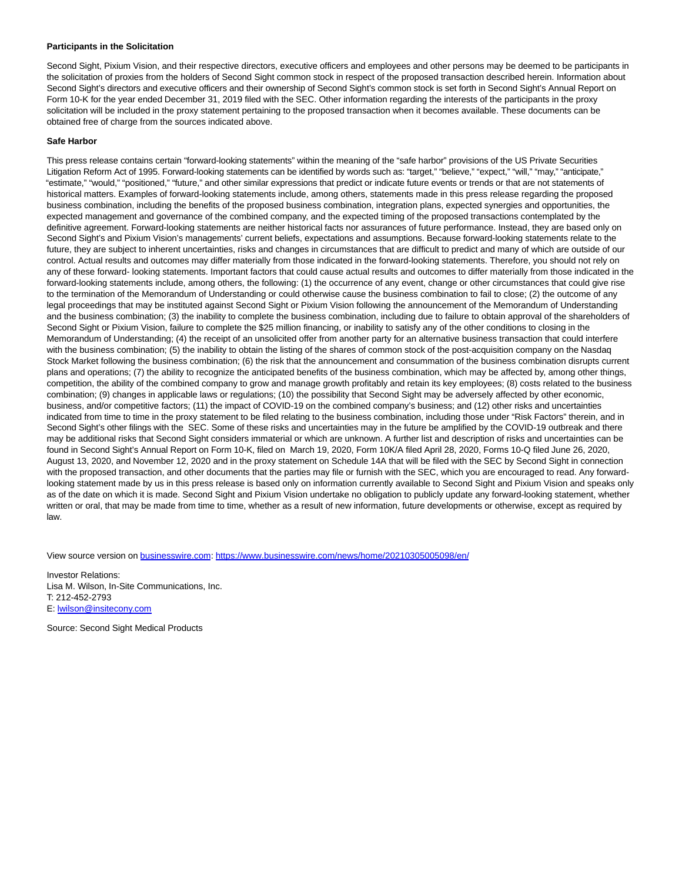**Participants in the Solicitation**

Second Sight, Pixium Vision, and their respective directors, executive officers and employees and other persons may be deemed to be participants in the solicitation of proxies from the holders of Second Sight common stock in respect of the proposed transaction described herein. Information about Second Sight's directors and executive officers and their ownership of Second Sight's common stock is set forth in Second Sight's Annual Report on Form 10-K for the year ended December 31, 2019 filed with the SEC. Other information regarding the interests of the participants in the proxy solicitation will be included in the proxy statement pertaining to the proposed transaction when it becomes available. These documents can be obtained free of charge from the sources indicated above.

**Safe Harbor**

This press release contains certain "forward-looking statements" within the meaning of the "safe harbor" provisions of the US Private Securities Litigation Reform Act of 1995. Forward-looking statements can be identified by words such as: "target," "believe," "expect," "will," "may," "anticipate," "estimate," "would," "positioned," "future," and other similar expressions that predict or indicate future events or trends or that are not statements of historical matters. Examples of forward-looking statements include, among others, statements made in this press release regarding the proposed business combination, including the benefits of the proposed business combination, integration plans, expected synergies and opportunities, the expected management and governance of the combined company, and the expected timing of the proposed transactions contemplated by the definitive agreement. Forward-looking statements are neither historical facts nor assurances of future performance. Instead, they are based only on Second Sight's and Pixium Vision's managements' current beliefs, expectations and assumptions. Because forward-looking statements relate to the future, they are subject to inherent uncertainties, risks and changes in circumstances that are difficult to predict and many of which are outside of our control. Actual results and outcomes may differ materially from those indicated in the forward-looking statements. Therefore, you should not rely on any of these forward- looking statements. Important factors that could cause actual results and outcomes to differ materially from those indicated in the forward-looking statements include, among others, the following: (1) the occurrence of any event, change or other circumstances that could give rise to the termination of the Memorandum of Understanding or could otherwise cause the business combination to fail to close; (2) the outcome of any legal proceedings that may be instituted against Second Sight or Pixium Vision following the announcement of the Memorandum of Understanding and the business combination; (3) the inability to complete the business combination, including due to failure to obtain approval of the shareholders of Second Sight or Pixium Vision, failure to complete the $25 million financing, or inability to satisfy any of the other conditions to closing in the Memorandum of Understanding; (4) the receipt of an unsolicited offer from another party for an alternative business transaction that could interfere with the business combination; (5) the inability to obtain the listing of the shares of common stock of the post-acquisition company on the Nasdaq Stock Market following the business combination; (6) the risk that the announcement and consummation of the business combination disrupts current plans and operations; (7) the ability to recognize the anticipated benefits of the business combination, which may be affected by, among other things, competition, the ability of the combined company to grow and manage growth profitably and retain its key employees; (8) costs related to the business combination; (9) changes in applicable laws or regulations; (10) the possibility that Second Sight may be adversely affected by other economic, business, and/or competitive factors; (11) the impact of COVID-19 on the combined company's business; and (12) other risks and uncertainties indicated from time to time in the proxy statement to be filed relating to the business combination, including those under "Risk Factors" therein, and in Second Sight's other filings with the SEC. Some of these risks and uncertainties may in the future be amplified by the COVID-19 outbreak and there may be additional risks that Second Sight considers immaterial or which are unknown. A further list and description of risks and uncertainties can be found in Second Sight's Annual Report on Form 10-K, filed on March 19, 2020, Form 10K/A filed April 28, 2020, Forms 10-Q filed June 26, 2020, August 13, 2020, and November 12, 2020 and in the proxy statement on Schedule 14A that will be filed with the SEC by Second Sight in connection with the proposed transaction, and other documents that the parties may file or furnish with the SEC, which you are encouraged to read. Any forward-looking statement made by us in this press release is based only on information currently available to Second Sight and Pixium Vision and speaks only as of the date on which it is made. Second Sight and Pixium Vision undertake no obligation to publicly update any forward-looking statement, whether written or oral, that may be made from time to time, whether as a result of new information, future developments or otherwise, except as required by law.

View source version on businesswire.com: https://www.businesswire.com/news/home/20210305005098/en/

Investor Relations:
Lisa M. Wilson, In-Site Communications, Inc.
T: 212-452-2793
E: lwilson@insitecony.com

Source: Second Sight Medical Products